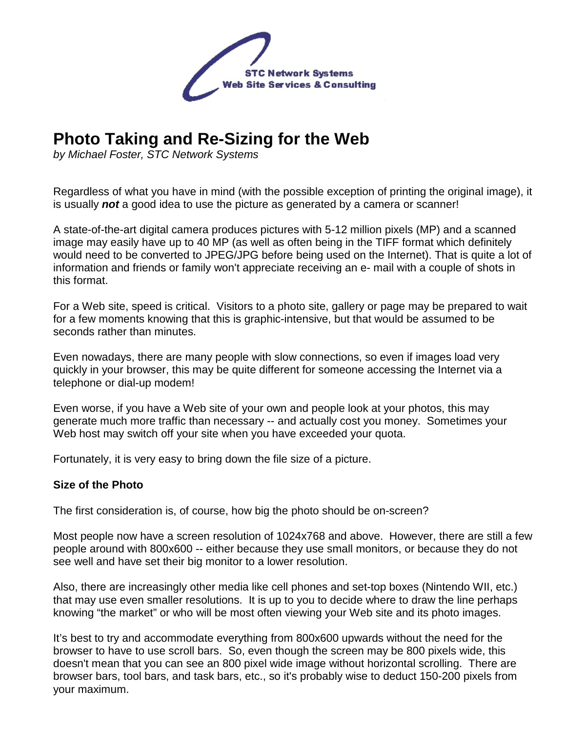STC Network Systems
Web Site Services & Consulting

# Photo Taking and Re-Sizing for the Web

*by Michael Foster, STC Network Systems*

Regardless of what you have in mind (with the possible exception of printing the original image), it is usually ***not*** a good idea to use the picture as generated by a camera or scanner!

A state-of-the-art digital camera produces pictures with 5-12 million pixels (MP) and a scanned image may easily have up to 40 MP (as well as often being in the TIFF format which definitely would need to be converted to JPEG/JPG before being used on the Internet). That is quite a lot of information and friends or family won't appreciate receiving an e- mail with a couple of shots in this format.

For a Web site, speed is critical. Visitors to a photo site, gallery or page may be prepared to wait for a few moments knowing that this is graphic-intensive, but that would be assumed to be seconds rather than minutes.

Even nowadays, there are many people with slow connections, so even if images load very quickly in your browser, this may be quite different for someone accessing the Internet via a telephone or dial-up modem!

Even worse, if you have a Web site of your own and people look at your photos, this may generate much more traffic than necessary -- and actually cost you money. Sometimes your Web host may switch off your site when you have exceeded your quota.

Fortunately, it is very easy to bring down the file size of a picture.

### Size of the Photo

The first consideration is, of course, how big the photo should be on-screen?

Most people now have a screen resolution of 1024x768 and above. However, there are still a few people around with 800x600 -- either because they use small monitors, or because they do not see well and have set their big monitor to a lower resolution.

Also, there are increasingly other media like cell phones and set-top boxes (Nintendo WII, etc.) that may use even smaller resolutions. It is up to you to decide where to draw the line perhaps knowing "the market" or who will be most often viewing your Web site and its photo images.

It's best to try and accommodate everything from 800x600 upwards without the need for the browser to have to use scroll bars. So, even though the screen may be 800 pixels wide, this doesn't mean that you can see an 800 pixel wide image without horizontal scrolling. There are browser bars, tool bars, and task bars, etc., so it's probably wise to deduct 150-200 pixels from your maximum.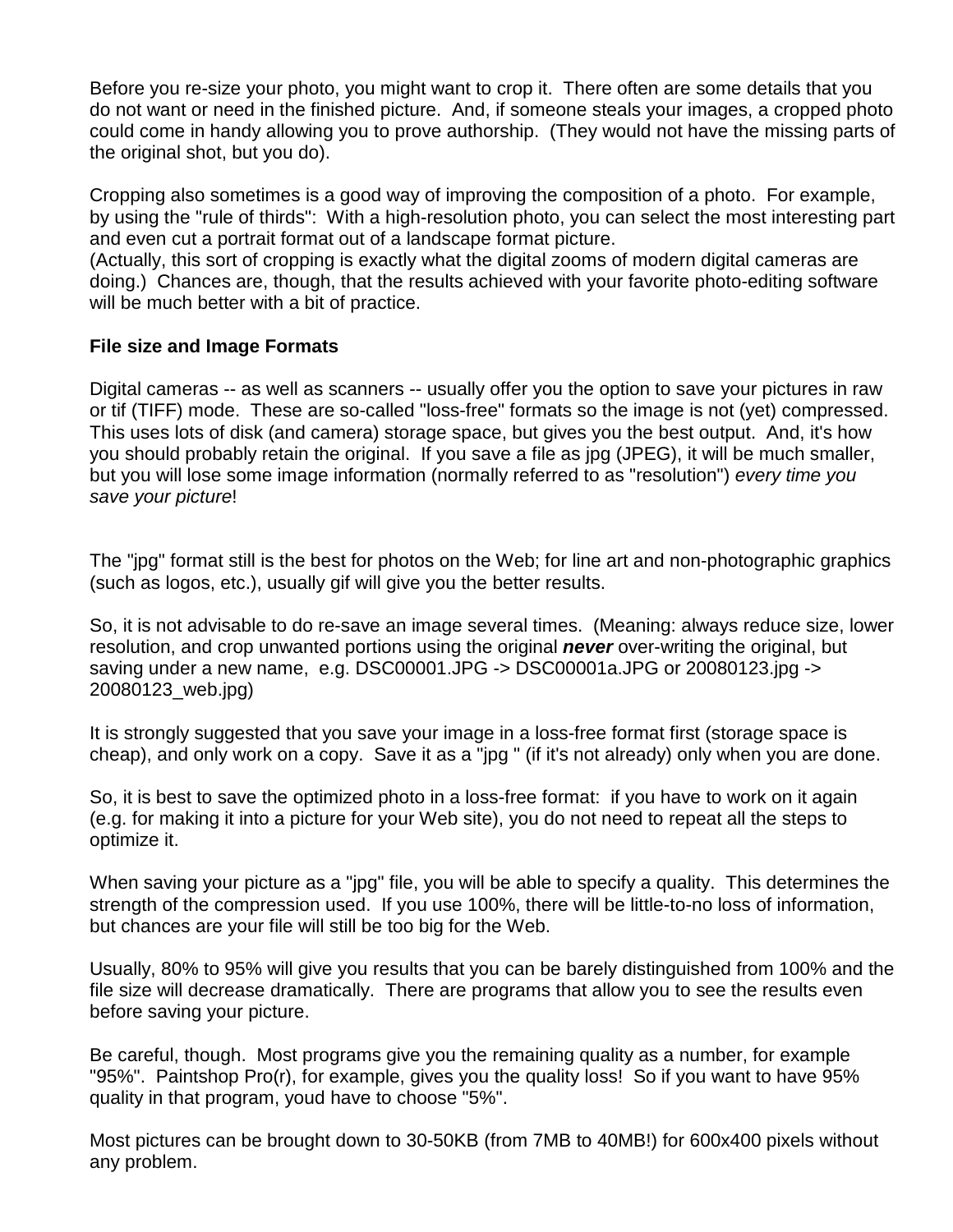Before you re-size your photo, you might want to crop it. There often are some details that you do not want or need in the finished picture. And, if someone steals your images, a cropped photo could come in handy allowing you to prove authorship. (They would not have the missing parts of the original shot, but you do).

Cropping also sometimes is a good way of improving the composition of a photo. For example, by using the "rule of thirds": With a high-resolution photo, you can select the most interesting part and even cut a portrait format out of a landscape format picture.
(Actually, this sort of cropping is exactly what the digital zooms of modern digital cameras are doing.) Chances are, though, that the results achieved with your favorite photo-editing software will be much better with a bit of practice.

**File size and Image Formats**

Digital cameras -- as well as scanners -- usually offer you the option to save your pictures in raw or tif (TIFF) mode. These are so-called "loss-free" formats so the image is not (yet) compressed. This uses lots of disk (and camera) storage space, but gives you the best output. And, it's how you should probably retain the original. If you save a file as jpg (JPEG), it will be much smaller, but you will lose some image information (normally referred to as "resolution") *every time you save your picture*!

The "jpg" format still is the best for photos on the Web; for line art and non-photographic graphics (such as logos, etc.), usually gif will give you the better results.

So, it is not advisable to do re-save an image several times. (Meaning: always reduce size, lower resolution, and crop unwanted portions using the original ***never*** over-writing the original, but saving under a new name, e.g. DSC00001.JPG -> DSC00001a.JPG or 20080123.jpg -> 20080123_web.jpg)

It is strongly suggested that you save your image in a loss-free format first (storage space is cheap), and only work on a copy. Save it as a "jpg " (if it's not already) only when you are done.

So, it is best to save the optimized photo in a loss-free format: if you have to work on it again (e.g. for making it into a picture for your Web site), you do not need to repeat all the steps to optimize it.

When saving your picture as a "jpg" file, you will be able to specify a quality. This determines the strength of the compression used. If you use 100%, there will be little-to-no loss of information, but chances are your file will still be too big for the Web.

Usually, 80% to 95% will give you results that you can be barely distinguished from 100% and the file size will decrease dramatically. There are programs that allow you to see the results even before saving your picture.

Be careful, though. Most programs give you the remaining quality as a number, for example "95%". Paintshop Pro(r), for example, gives you the quality loss! So if you want to have 95% quality in that program, youd have to choose "5%".

Most pictures can be brought down to 30-50KB (from 7MB to 40MB!) for 600x400 pixels without any problem.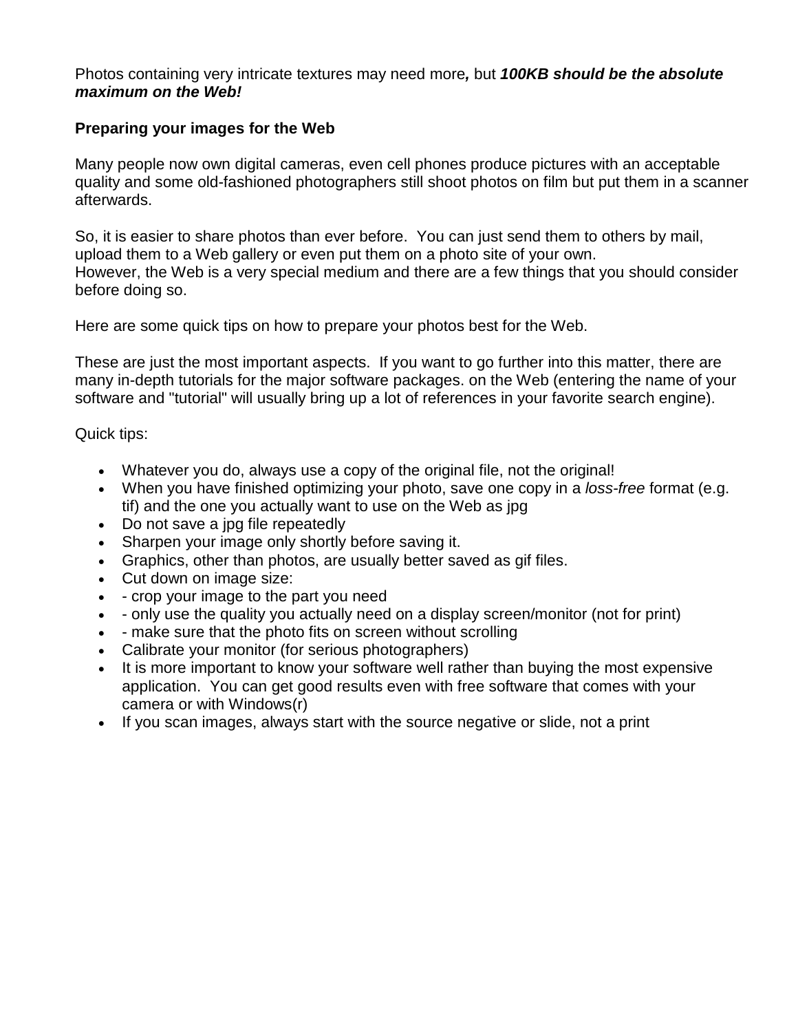Photos containing very intricate textures may need more*,* but ***100KB should be the absolute maximum on the Web!***

**Preparing your images for the Web**

Many people now own digital cameras, even cell phones produce pictures with an acceptable quality and some old-fashioned photographers still shoot photos on film but put them in a scanner afterwards.

So, it is easier to share photos than ever before. You can just send them to others by mail, upload them to a Web gallery or even put them on a photo site of your own.
However, the Web is a very special medium and there are a few things that you should consider before doing so.

Here are some quick tips on how to prepare your photos best for the Web.

These are just the most important aspects. If you want to go further into this matter, there are many in-depth tutorials for the major software packages. on the Web (entering the name of your software and "tutorial" will usually bring up a lot of references in your favorite search engine).

Quick tips:

- Whatever you do, always use a copy of the original file, not the original!
- When you have finished optimizing your photo, save one copy in a *loss-free* format (e.g. tif) and the one you actually want to use on the Web as jpg
- Do not save a jpg file repeatedly
- Sharpen your image only shortly before saving it.
- Graphics, other than photos, are usually better saved as gif files.
- Cut down on image size:
- - crop your image to the part you need
- - only use the quality you actually need on a display screen/monitor (not for print)
- - make sure that the photo fits on screen without scrolling
- Calibrate your monitor (for serious photographers)
- It is more important to know your software well rather than buying the most expensive application. You can get good results even with free software that comes with your camera or with Windows(r)
- If you scan images, always start with the source negative or slide, not a print